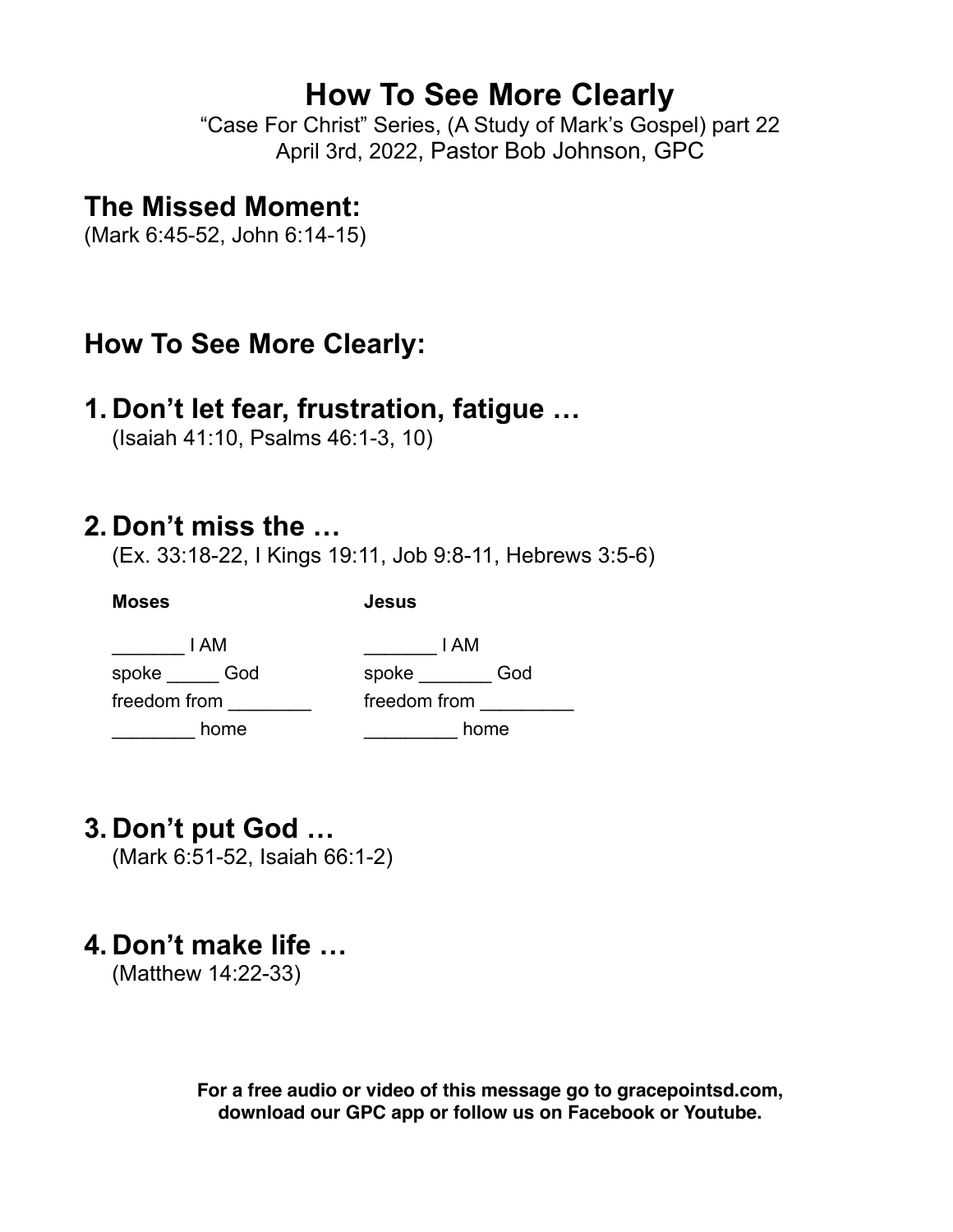# How To See More Clearly

"Case For Christ" Series, (A Study of Mark's Gospel) part 22
April 3rd, 2022, Pastor Bob Johnson, GPC

## The Missed Moment:

(Mark 6:45-52, John 6:14-15)

## How To See More Clearly:

## 1. Don't let fear, frustration, fatigue …

(Isaiah 41:10, Psalms 46:1-3, 10)

## 2. Don't miss the …

(Ex. 33:18-22, I Kings 19:11, Job 9:8-11, Hebrews 3:5-6)

| **Moses** | **Jesus** |
|---|---|
| _______ I AM | _______ I AM |
| spoke _____ God | spoke _______ God |
| freedom from ________ | freedom from _________ |
| ________ home | _________ home |

## 3. Don't put God …

(Mark 6:51-52, Isaiah 66:1-2)

## 4. Don't make life …

(Matthew 14:22-33)

**For a free audio or video of this message go to gracepointsd.com, download our GPC app or follow us on Facebook or Youtube.**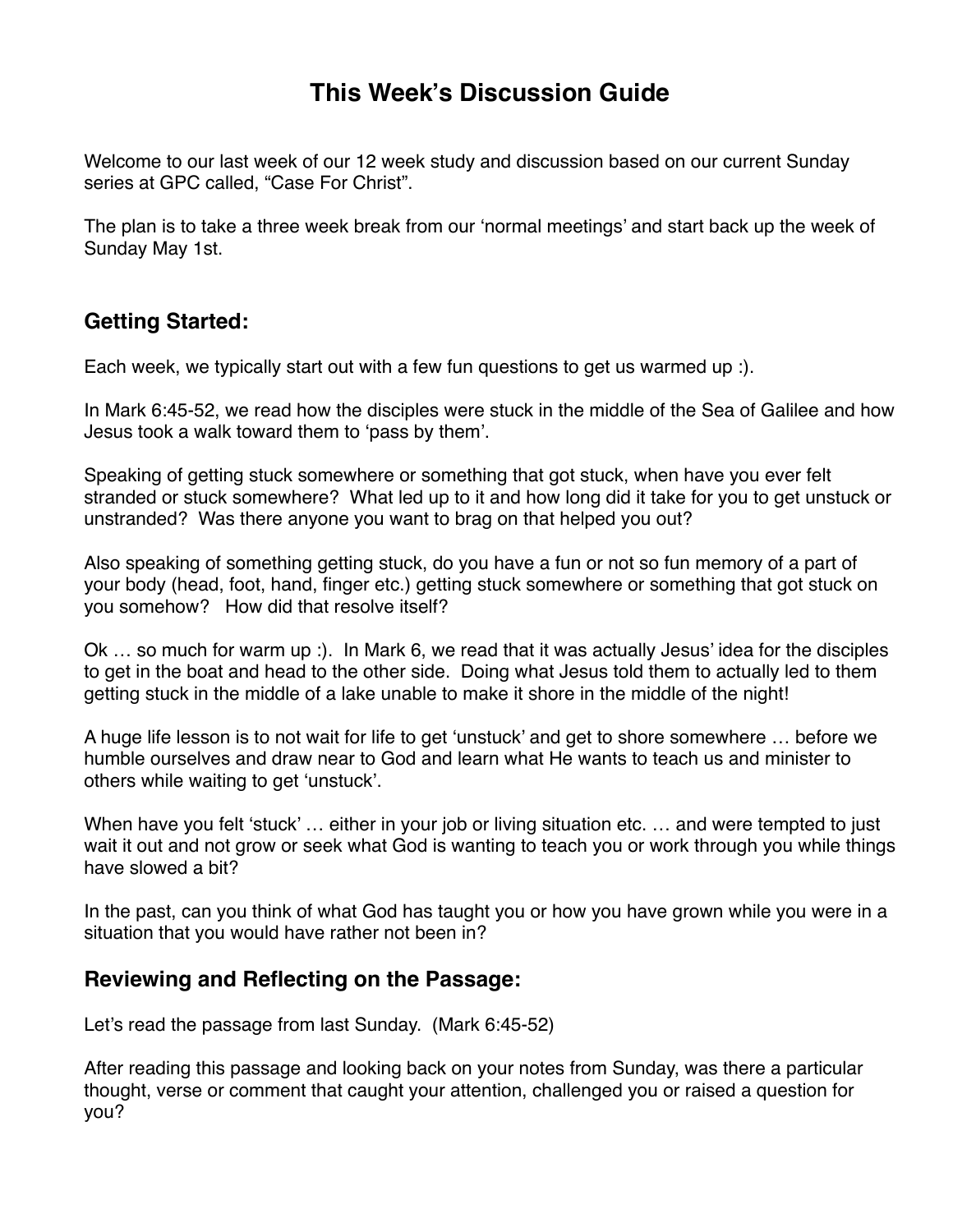# This Week's Discussion Guide

Welcome to our last week of our 12 week study and discussion based on our current Sunday series at GPC called, "Case For Christ".

The plan is to take a three week break from our 'normal meetings' and start back up the week of Sunday May 1st.

## Getting Started:

Each week, we typically start out with a few fun questions to get us warmed up :).

In Mark 6:45-52, we read how the disciples were stuck in the middle of the Sea of Galilee and how Jesus took a walk toward them to 'pass by them'.

Speaking of getting stuck somewhere or something that got stuck, when have you ever felt stranded or stuck somewhere? What led up to it and how long did it take for you to get unstuck or unstranded? Was there anyone you want to brag on that helped you out?

Also speaking of something getting stuck, do you have a fun or not so fun memory of a part of your body (head, foot, hand, finger etc.) getting stuck somewhere or something that got stuck on you somehow? How did that resolve itself?

Ok … so much for warm up :). In Mark 6, we read that it was actually Jesus' idea for the disciples to get in the boat and head to the other side. Doing what Jesus told them to actually led to them getting stuck in the middle of a lake unable to make it shore in the middle of the night!

A huge life lesson is to not wait for life to get 'unstuck' and get to shore somewhere … before we humble ourselves and draw near to God and learn what He wants to teach us and minister to others while waiting to get 'unstuck'.

When have you felt 'stuck' … either in your job or living situation etc. … and were tempted to just wait it out and not grow or seek what God is wanting to teach you or work through you while things have slowed a bit?

In the past, can you think of what God has taught you or how you have grown while you were in a situation that you would have rather not been in?

## Reviewing and Reflecting on the Passage:

Let's read the passage from last Sunday. (Mark 6:45-52)

After reading this passage and looking back on your notes from Sunday, was there a particular thought, verse or comment that caught your attention, challenged you or raised a question for you?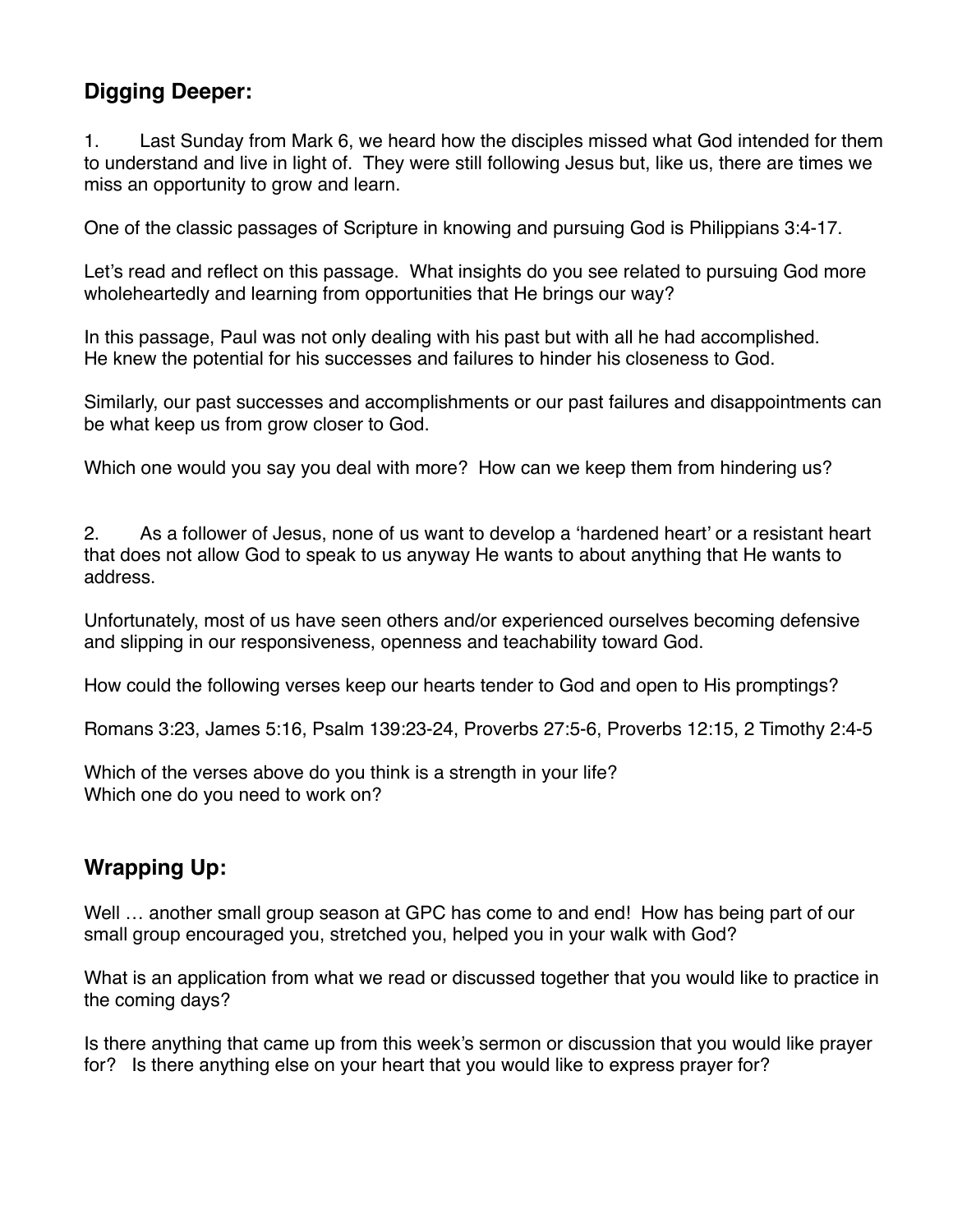## Digging Deeper:

1. Last Sunday from Mark 6, we heard how the disciples missed what God intended for them to understand and live in light of. They were still following Jesus but, like us, there are times we miss an opportunity to grow and learn.

One of the classic passages of Scripture in knowing and pursuing God is Philippians 3:4-17.

Let's read and reflect on this passage. What insights do you see related to pursuing God more wholeheartedly and learning from opportunities that He brings our way?

In this passage, Paul was not only dealing with his past but with all he had accomplished. He knew the potential for his successes and failures to hinder his closeness to God.

Similarly, our past successes and accomplishments or our past failures and disappointments can be what keep us from grow closer to God.

Which one would you say you deal with more? How can we keep them from hindering us?

2. As a follower of Jesus, none of us want to develop a 'hardened heart' or a resistant heart that does not allow God to speak to us anyway He wants to about anything that He wants to address.

Unfortunately, most of us have seen others and/or experienced ourselves becoming defensive and slipping in our responsiveness, openness and teachability toward God.

How could the following verses keep our hearts tender to God and open to His promptings?

Romans 3:23, James 5:16, Psalm 139:23-24, Proverbs 27:5-6, Proverbs 12:15, 2 Timothy 2:4-5

Which of the verses above do you think is a strength in your life?
Which one do you need to work on?

## Wrapping Up:

Well … another small group season at GPC has come to and end! How has being part of our small group encouraged you, stretched you, helped you in your walk with God?

What is an application from what we read or discussed together that you would like to practice in the coming days?

Is there anything that came up from this week's sermon or discussion that you would like prayer for? Is there anything else on your heart that you would like to express prayer for?